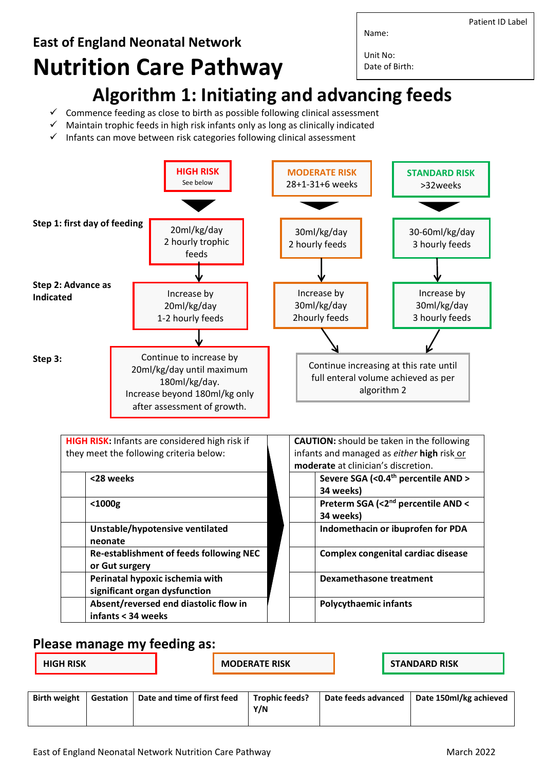Patient ID Label

Name:

Unit No:

Date of Birth:

**East of England Neonatal Network**

# Nutrition Care Pathway

## Algorithm 1: Initiating and advancing feeds

- ✓ Commence feeding as close to birth as possible following clinical assessment
- ✓ Maintain trophic feeds in high risk infants only as long as clinically indicated
- ✓ Infants can move between risk categories following clinical assessment

| | **HIGH RISK** (See below) | **MODERATE RISK** 28+1-31+6 weeks | **STANDARD RISK** >32weeks |
|---|---|---|---|
| **Step 1: first day of feeding** | 20ml/kg/day 2 hourly trophic feeds | 30ml/kg/day 2 hourly feeds | 30-60ml/kg/day 3 hourly feeds |
| **Step 2: Advance as Indicated** | Increase by 20ml/kg/day 1-2 hourly feeds | Increase by 30ml/kg/day 2hourly feeds | Increase by 30ml/kg/day 3 hourly feeds |
| **Step 3:** | Continue to increase by 20ml/kg/day until maximum 180ml/kg/day. Increase beyond 180ml/kg only after assessment of growth. | Continue increasing at this rate until full enteral volume achieved as per algorithm 2 | |

| **HIGH RISK:** Infants are considered high risk if they meet the following criteria below: | |
|---|---|
| | **<28 weeks** |
| | **<1000g** |
| | **Unstable/hypotensive ventilated neonate** |
| | **Re-establishment of feeds following NEC or Gut surgery** |
| | **Perinatal hypoxic ischemia with significant organ dysfunction** |
| | **Absent/reversed end diastolic flow in infants < 34 weeks** |

| **CAUTION:** should be taken in the following infants and managed as *either* **high** risk or **moderate** at clinician's discretion. | |
|---|---|
| | **Severe SGA (<0.4th percentile AND > 34 weeks)** |
| | **Preterm SGA (<2nd percentile AND < 34 weeks)** |
| | **Indomethacin or ibuprofen for PDA** |
| | **Complex congenital cardiac disease** |
| | **Dexamethasone treatment** |
| | **Polycythaemic infants** |

## Please manage my feeding as:

☐ **HIGH RISK** ☐ **MODERATE RISK** ☐ **STANDARD RISK**

| Birth weight | Gestation | Date and time of first feed | Trophic feeds? Y/N | Date feeds advanced | Date 150ml/kg achieved |
|---|---|---|---|---|---|
| | | | | | |

East of England Neonatal Network Nutrition Care Pathway March 2022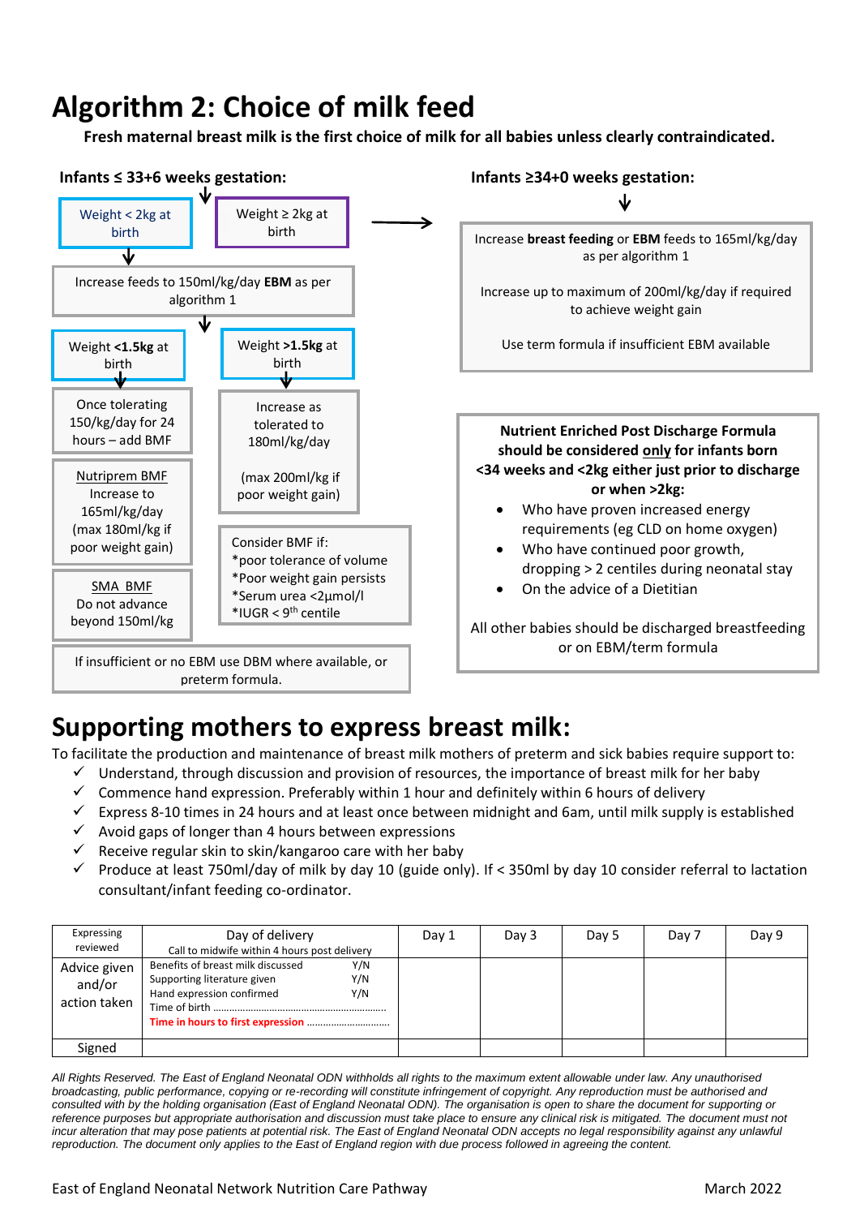# Algorithm 2: Choice of milk feed

**Fresh maternal breast milk is the first choice of milk for all babies unless clearly contraindicated.**

**Infants ≤ 33+6 weeks gestation:**

Weight < 2kg at birth

Weight ≥ 2kg at birth

Increase feeds to 150ml/kg/day **EBM** as per algorithm 1

Weight **<1.5kg** at birth

Weight **>1.5kg** at birth

Once tolerating 150/kg/day for 24 hours – add BMF

Nutriprem BMF
Increase to 165ml/kg/day (max 180ml/kg if poor weight gain)

SMA BMF
Do not advance beyond 150ml/kg

Increase as tolerated to 180ml/kg/day

(max 200ml/kg if poor weight gain)

Consider BMF if:
*poor tolerance of volume
*Poor weight gain persists
*Serum urea <2µmol/l
*IUGR < 9th centile

If insufficient or no EBM use DBM where available, or preterm formula.

**Infants ≥34+0 weeks gestation:**

Increase **breast feeding** or **EBM** feeds to 165ml/kg/day as per algorithm 1

Increase up to maximum of 200ml/kg/day if required to achieve weight gain

Use term formula if insufficient EBM available

**Nutrient Enriched Post Discharge Formula should be considered only for infants born <34 weeks and <2kg either just prior to discharge or when >2kg:**

- Who have proven increased energy requirements (eg CLD on home oxygen)
- Who have continued poor growth, dropping > 2 centiles during neonatal stay
- On the advice of a Dietitian

All other babies should be discharged breastfeeding or on EBM/term formula

# Supporting mothers to express breast milk:

To facilitate the production and maintenance of breast milk mothers of preterm and sick babies require support to:

- ✓ Understand, through discussion and provision of resources, the importance of breast milk for her baby
- ✓ Commence hand expression. Preferably within 1 hour and definitely within 6 hours of delivery
- ✓ Express 8-10 times in 24 hours and at least once between midnight and 6am, until milk supply is established
- ✓ Avoid gaps of longer than 4 hours between expressions
- ✓ Receive regular skin to skin/kangaroo care with her baby
- ✓ Produce at least 750ml/day of milk by day 10 (guide only). If < 350ml by day 10 consider referral to lactation consultant/infant feeding co-ordinator.

| Expressing reviewed | Day of delivery<br>Call to midwife within 4 hours post delivery | Day 1 | Day 3 | Day 5 | Day 7 | Day 9 |
|---|---|---|---|---|---|---|
| Advice given and/or action taken | Benefits of breast milk discussed Y/N<br>Supporting literature given Y/N<br>Hand expression confirmed Y/N<br>Time of birth ……………………………………<br>Time in hours to first expression ………………… | | | | | |
| Signed | | | | | | |

*All Rights Reserved. The East of England Neonatal ODN withholds all rights to the maximum extent allowable under law. Any unauthorised broadcasting, public performance, copying or re-recording will constitute infringement of copyright. Any reproduction must be authorised and consulted with by the holding organisation (East of England Neonatal ODN). The organisation is open to share the document for supporting or reference purposes but appropriate authorisation and discussion must take place to ensure any clinical risk is mitigated. The document must not incur alteration that may pose patients at potential risk. The East of England Neonatal ODN accepts no legal responsibility against any unlawful reproduction. The document only applies to the East of England region with due process followed in agreeing the content.*